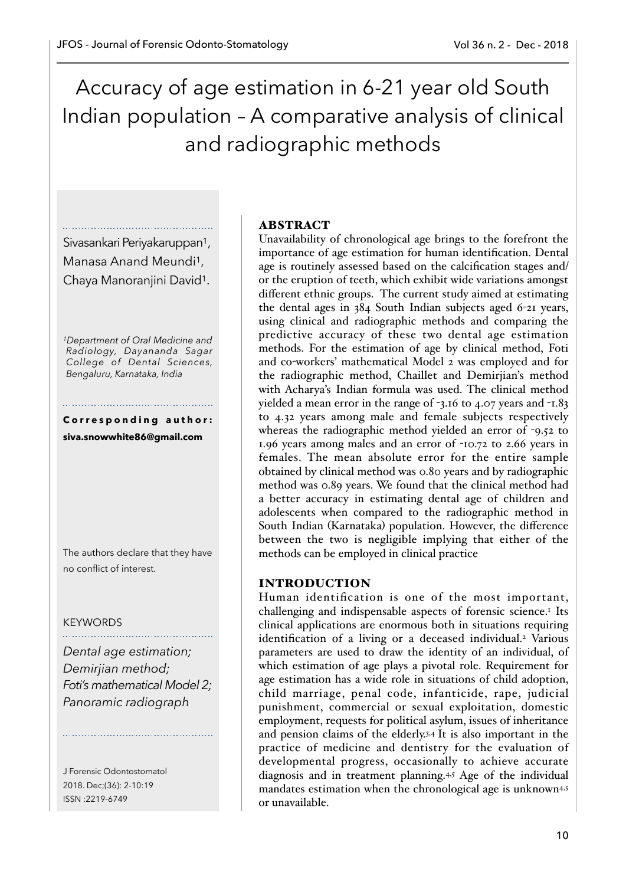# Accuracy of age estimation in 6-21 year old South Indian population – A comparative analysis of clinical and radiographic methods

Sivasankari Periyakaruppan[1], Manasa Anand Meundi[1], Chaya Manoranjini David[1].

[1]Department of Oral Medicine and Radiology, Dayananda Sagar College of Dental Sciences, Bengaluru, Karnataka, India

**Corresponding author: siva.snowwhite86@gmail.com**

The authors declare that they have no conflict of interest.

KEYWORDS

*Dental age estimation; Demirjian method; Foti's mathematical Model 2; Panoramic radiograph*

J Forensic Odontostomatol 2018. Dec;(36): 2-10:19 ISSN :2219-6749

## ABSTRACT

Unavailability of chronological age brings to the forefront the importance of age estimation for human identification. Dental age is routinely assessed based on the calcification stages and/or the eruption of teeth, which exhibit wide variations amongst different ethnic groups. The current study aimed at estimating the dental ages in 384 South Indian subjects aged 6-21 years, using clinical and radiographic methods and comparing the predictive accuracy of these two dental age estimation methods. For the estimation of age by clinical method, Foti and co-workers' mathematical Model 2 was employed and for the radiographic method, Chaillet and Demirjian's method with Acharya's Indian formula was used. The clinical method yielded a mean error in the range of -3.16 to 4.07 years and -1.83 to 4.32 years among male and female subjects respectively whereas the radiographic method yielded an error of -9.52 to 1.96 years among males and an error of -10.72 to 2.66 years in females. The mean absolute error for the entire sample obtained by clinical method was 0.80 years and by radiographic method was 0.89 years. We found that the clinical method had a better accuracy in estimating dental age of children and adolescents when compared to the radiographic method in South Indian (Karnataka) population. However, the difference between the two is negligible implying that either of the methods can be employed in clinical practice

## INTRODUCTION

Human identification is one of the most important, challenging and indispensable aspects of forensic science.[1] Its clinical applications are enormous both in situations requiring identification of a living or a deceased individual.[2] Various parameters are used to draw the identity of an individual, of which estimation of age plays a pivotal role. Requirement for age estimation has a wide role in situations of child adoption, child marriage, penal code, infanticide, rape, judicial punishment, commercial or sexual exploitation, domestic employment, requests for political asylum, issues of inheritance and pension claims of the elderly.[3,4] It is also important in the practice of medicine and dentistry for the evaluation of developmental progress, occasionally to achieve accurate diagnosis and in treatment planning.[4,5] Age of the individual mandates estimation when the chronological age is unknown[4,5] or unavailable.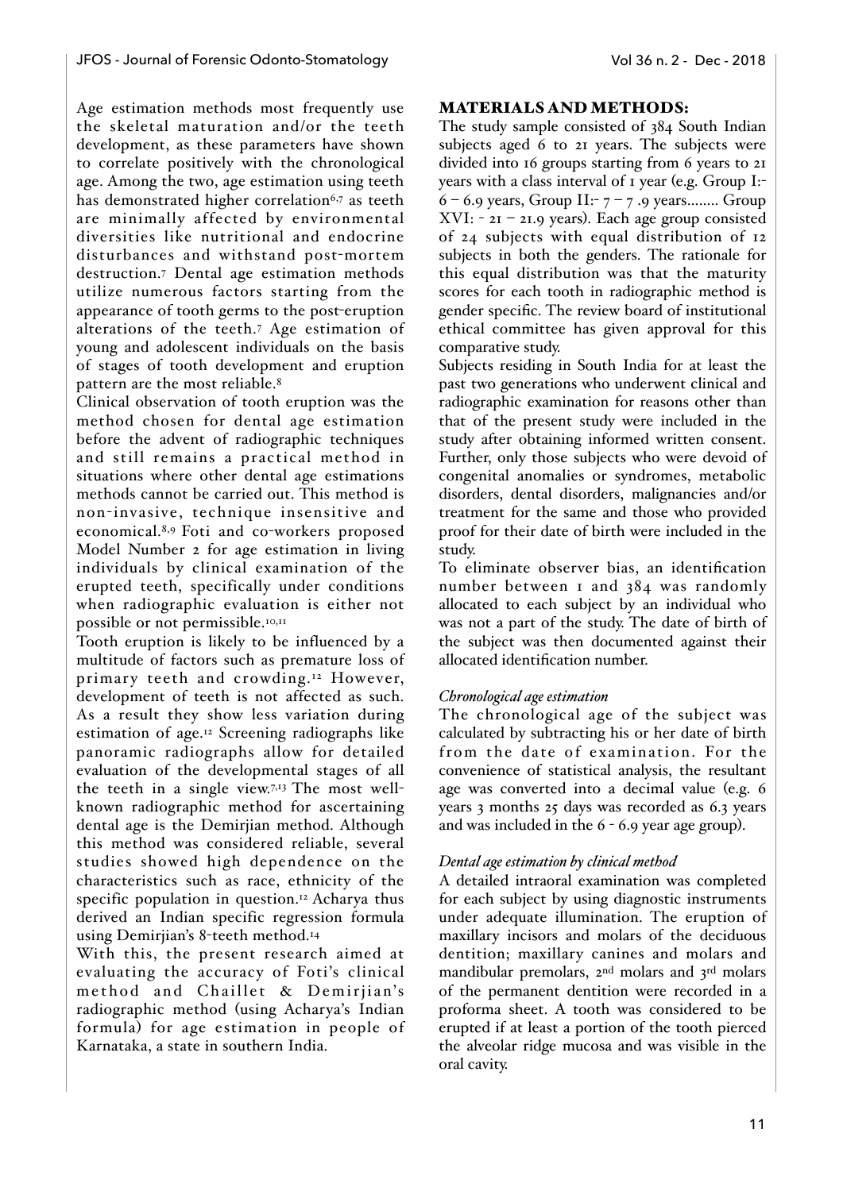Age estimation methods most frequently use the skeletal maturation and/or the teeth development, as these parameters have shown to correlate positively with the chronological age. Among the two, age estimation using teeth has demonstrated higher correlation[6,7] as teeth are minimally affected by environmental diversities like nutritional and endocrine disturbances and withstand post-mortem destruction.[7] Dental age estimation methods utilize numerous factors starting from the appearance of tooth germs to the post-eruption alterations of the teeth.[7] Age estimation of young and adolescent individuals on the basis of stages of tooth development and eruption pattern are the most reliable.[8]

Clinical observation of tooth eruption was the method chosen for dental age estimation before the advent of radiographic techniques and still remains a practical method in situations where other dental age estimations methods cannot be carried out. This method is non-invasive, technique insensitive and economical.[8,9] Foti and co-workers proposed Model Number 2 for age estimation in living individuals by clinical examination of the erupted teeth, specifically under conditions when radiographic evaluation is either not possible or not permissible.[10,11]

Tooth eruption is likely to be influenced by a multitude of factors such as premature loss of primary teeth and crowding.[12] However, development of teeth is not affected as such. As a result they show less variation during estimation of age.[12] Screening radiographs like panoramic radiographs allow for detailed evaluation of the developmental stages of all the teeth in a single view.[7,13] The most well-known radiographic method for ascertaining dental age is the Demirjian method. Although this method was considered reliable, several studies showed high dependence on the characteristics such as race, ethnicity of the specific population in question.[12] Acharya thus derived an Indian specific regression formula using Demirjian's 8-teeth method.[14]

With this, the present research aimed at evaluating the accuracy of Foti's clinical method and Chaillet & Demirjian's radiographic method (using Acharya's Indian formula) for age estimation in people of Karnataka, a state in southern India.

## MATERIALS AND METHODS:

The study sample consisted of 384 South Indian subjects aged 6 to 21 years. The subjects were divided into 16 groups starting from 6 years to 21 years with a class interval of 1 year (e.g. Group I:- 6 – 6.9 years, Group II:- 7 – 7 .9 years........ Group XVI: - 21 – 21.9 years). Each age group consisted of 24 subjects with equal distribution of 12 subjects in both the genders. The rationale for this equal distribution was that the maturity scores for each tooth in radiographic method is gender specific. The review board of institutional ethical committee has given approval for this comparative study.

Subjects residing in South India for at least the past two generations who underwent clinical and radiographic examination for reasons other than that of the present study were included in the study after obtaining informed written consent. Further, only those subjects who were devoid of congenital anomalies or syndromes, metabolic disorders, dental disorders, malignancies and/or treatment for the same and those who provided proof for their date of birth were included in the study.

To eliminate observer bias, an identification number between 1 and 384 was randomly allocated to each subject by an individual who was not a part of the study. The date of birth of the subject was then documented against their allocated identification number.

### *Chronological age estimation*

The chronological age of the subject was calculated by subtracting his or her date of birth from the date of examination. For the convenience of statistical analysis, the resultant age was converted into a decimal value (e.g. 6 years 3 months 25 days was recorded as 6.3 years and was included in the 6 - 6.9 year age group).

### *Dental age estimation by clinical method*

A detailed intraoral examination was completed for each subject by using diagnostic instruments under adequate illumination. The eruption of maxillary incisors and molars of the deciduous dentition; maxillary canines and molars and mandibular premolars, 2nd molars and 3rd molars of the permanent dentition were recorded in a proforma sheet. A tooth was considered to be erupted if at least a portion of the tooth pierced the alveolar ridge mucosa and was visible in the oral cavity.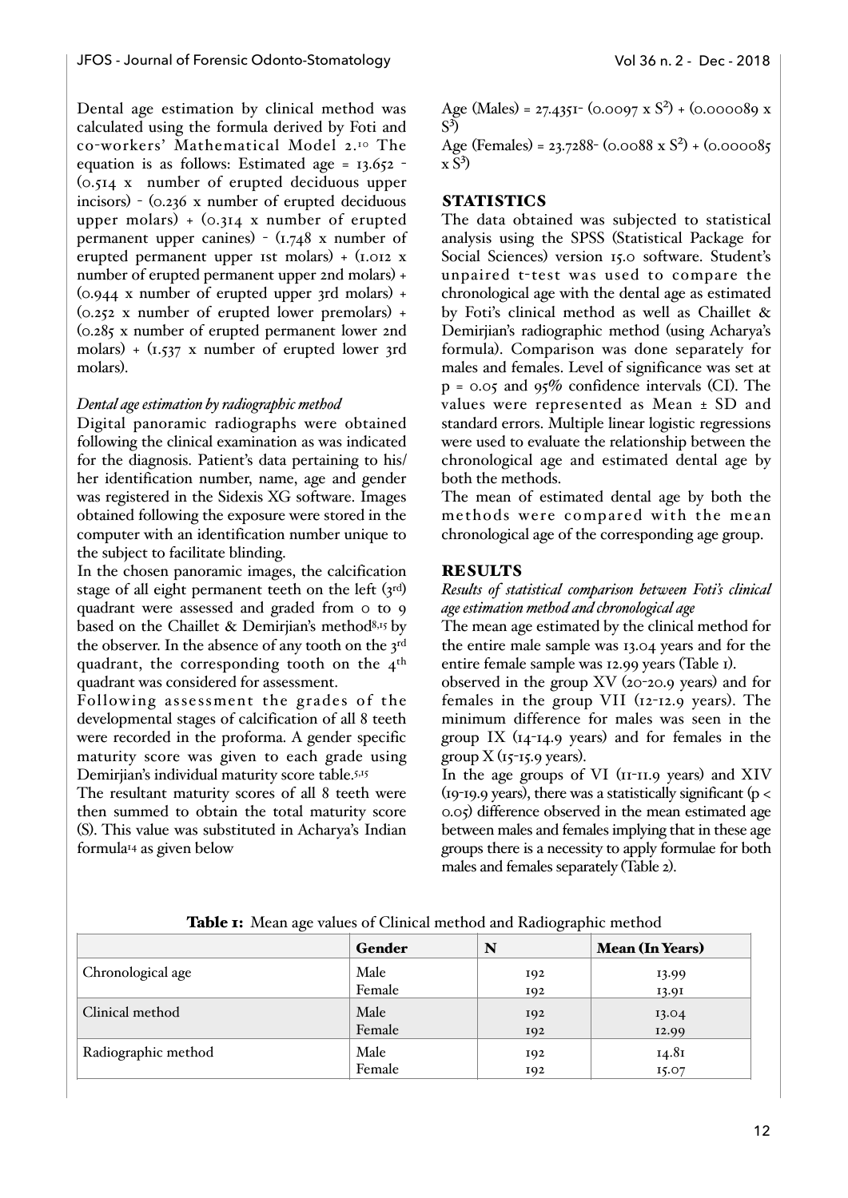Dental age estimation by clinical method was calculated using the formula derived by Foti and co-workers' Mathematical Model 2.[10] The equation is as follows: Estimated age = 13.652 - (0.514 x number of erupted deciduous upper incisors) - (0.236 x number of erupted deciduous upper molars) + (0.314 x number of erupted permanent upper canines) - (1.748 x number of erupted permanent upper 1st molars) + (1.012 x number of erupted permanent upper 2nd molars) + (0.944 x number of erupted upper 3rd molars) + (0.252 x number of erupted lower premolars) + (0.285 x number of erupted permanent lower 2nd molars) + (1.537 x number of erupted lower 3rd molars).

*Dental age estimation by radiographic method*

Digital panoramic radiographs were obtained following the clinical examination as was indicated for the diagnosis. Patient's data pertaining to his/her identification number, name, age and gender was registered in the Sidexis XG software. Images obtained following the exposure were stored in the computer with an identification number unique to the subject to facilitate blinding.

In the chosen panoramic images, the calcification stage of all eight permanent teeth on the left (3rd) quadrant were assessed and graded from 0 to 9 based on the Chaillet & Demirjian's method[8,15] by the observer. In the absence of any tooth on the 3rd quadrant, the corresponding tooth on the 4th quadrant was considered for assessment.

Following assessment the grades of the developmental stages of calcification of all 8 teeth were recorded in the proforma. A gender specific maturity score was given to each grade using Demirjian's individual maturity score table.[5,15]

The resultant maturity scores of all 8 teeth were then summed to obtain the total maturity score (S). This value was substituted in Acharya's Indian formula[14] as given below

Age (Males) = 27.4351- $(0.0097 \times S^2)$ + $(0.000089 \times S^3)$

Age (Females) = 23.7288- $(0.0088 \times S^2)$ + $(0.000085 \times S^3)$

## STATISTICS

The data obtained was subjected to statistical analysis using the SPSS (Statistical Package for Social Sciences) version 15.0 software. Student's unpaired t-test was used to compare the chronological age with the dental age as estimated by Foti's clinical method as well as Chaillet & Demirjian's radiographic method (using Acharya's formula). Comparison was done separately for males and females. Level of significance was set at $p = 0.05$ and 95% confidence intervals (CI). The values were represented as Mean ± SD and standard errors. Multiple linear logistic regressions were used to evaluate the relationship between the chronological age and estimated dental age by both the methods.

The mean of estimated dental age by both the methods were compared with the mean chronological age of the corresponding age group.

## RESULTS

*Results of statistical comparison between Foti's clinical age estimation method and chronological age*

The mean age estimated by the clinical method for the entire male sample was 13.04 years and for the entire female sample was 12.99 years (Table 1).

observed in the group XV (20-20.9 years) and for females in the group VII (12-12.9 years). The minimum difference for males was seen in the group IX (14-14.9 years) and for females in the group X (15-15.9 years).

In the age groups of VI (11-11.9 years) and XIV (19-19.9 years), there was a statistically significant ($p < 0.05$) difference observed in the mean estimated age between males and females implying that in these age groups there is a necessity to apply formulae for both males and females separately (Table 2).

**Table 1:** Mean age values of Clinical method and Radiographic method

| | Gender | N | Mean (In Years) |
|---|---|---|---|
| Chronological age | Male<br>Female | 192<br>192 | 13.99<br>13.91 |
| Clinical method | Male<br>Female | 192<br>192 | 13.04<br>12.99 |
| Radiographic method | Male<br>Female | 192<br>192 | 14.81<br>15.07 |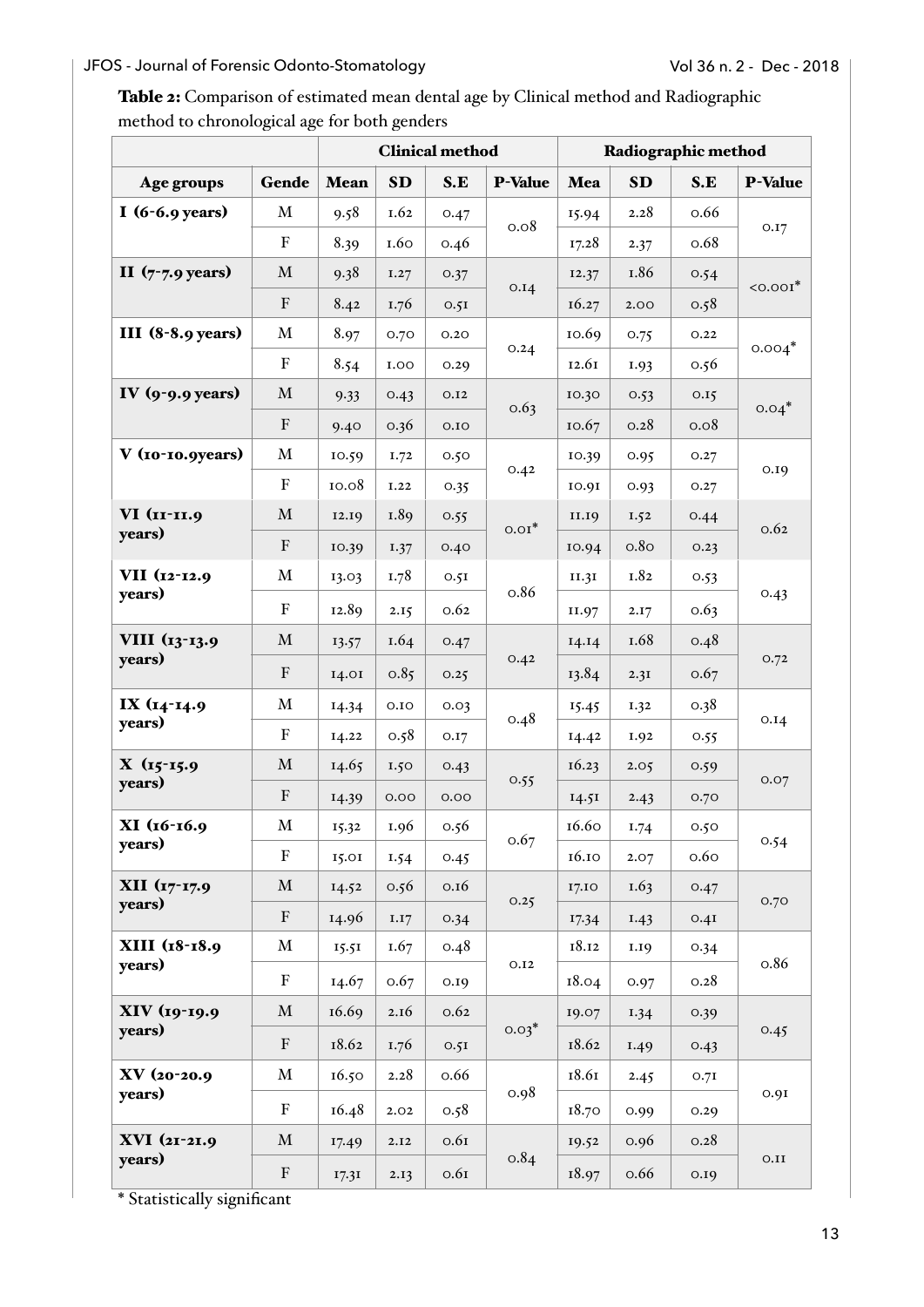**Table 2:** Comparison of estimated mean dental age by Clinical method and Radiographic method to chronological age for both genders

| | | Clinical method | | | | Radiographic method | | | |
|---|---|---|---|---|---|---|---|---|---|
| Age groups | Gende | Mean | SD | S.E | P-Value | Mea | SD | S.E | P-Value |
| I (6-6.9 years) | M | 9.58 | 1.62 | 0.47 | 0.08 | 15.94 | 2.28 | 0.66 | 0.17 |
| | F | 8.39 | 1.60 | 0.46 | | 17.28 | 2.37 | 0.68 | |
| II (7-7.9 years) | M | 9.38 | 1.27 | 0.37 | 0.14 | 12.37 | 1.86 | 0.54 | <0.001* |
| | F | 8.42 | 1.76 | 0.51 | | 16.27 | 2.00 | 0.58 | |
| III (8-8.9 years) | M | 8.97 | 0.70 | 0.20 | 0.24 | 10.69 | 0.75 | 0.22 | 0.004* |
| | F | 8.54 | 1.00 | 0.29 | | 12.61 | 1.93 | 0.56 | |
| IV (9-9.9 years) | M | 9.33 | 0.43 | 0.12 | 0.63 | 10.30 | 0.53 | 0.15 | 0.04* |
| | F | 9.40 | 0.36 | 0.10 | | 10.67 | 0.28 | 0.08 | |
| V (10-10.9years) | M | 10.59 | 1.72 | 0.50 | 0.42 | 10.39 | 0.95 | 0.27 | 0.19 |
| | F | 10.08 | 1.22 | 0.35 | | 10.91 | 0.93 | 0.27 | |
| VI (11-11.9 years) | M | 12.19 | 1.89 | 0.55 | 0.01* | 11.19 | 1.52 | 0.44 | 0.62 |
| | F | 10.39 | 1.37 | 0.40 | | 10.94 | 0.80 | 0.23 | |
| VII (12-12.9 years) | M | 13.03 | 1.78 | 0.51 | 0.86 | 11.31 | 1.82 | 0.53 | 0.43 |
| | F | 12.89 | 2.15 | 0.62 | | 11.97 | 2.17 | 0.63 | |
| VIII (13-13.9 years) | M | 13.57 | 1.64 | 0.47 | 0.42 | 14.14 | 1.68 | 0.48 | 0.72 |
| | F | 14.01 | 0.85 | 0.25 | | 13.84 | 2.31 | 0.67 | |
| IX (14-14.9 years) | M | 14.34 | 0.10 | 0.03 | 0.48 | 15.45 | 1.32 | 0.38 | 0.14 |
| | F | 14.22 | 0.58 | 0.17 | | 14.42 | 1.92 | 0.55 | |
| X (15-15.9 years) | M | 14.65 | 1.50 | 0.43 | 0.55 | 16.23 | 2.05 | 0.59 | 0.07 |
| | F | 14.39 | 0.00 | 0.00 | | 14.51 | 2.43 | 0.70 | |
| XI (16-16.9 years) | M | 15.32 | 1.96 | 0.56 | 0.67 | 16.60 | 1.74 | 0.50 | 0.54 |
| | F | 15.01 | 1.54 | 0.45 | | 16.10 | 2.07 | 0.60 | |
| XII (17-17.9 years) | M | 14.52 | 0.56 | 0.16 | 0.25 | 17.10 | 1.63 | 0.47 | 0.70 |
| | F | 14.96 | 1.17 | 0.34 | | 17.34 | 1.43 | 0.41 | |
| XIII (18-18.9 years) | M | 15.51 | 1.67 | 0.48 | 0.12 | 18.12 | 1.19 | 0.34 | 0.86 |
| | F | 14.67 | 0.67 | 0.19 | | 18.04 | 0.97 | 0.28 | |
| XIV (19-19.9 years) | M | 16.69 | 2.16 | 0.62 | 0.03* | 19.07 | 1.34 | 0.39 | 0.45 |
| | F | 18.62 | 1.76 | 0.51 | | 18.62 | 1.49 | 0.43 | |
| XV (20-20.9 years) | M | 16.50 | 2.28 | 0.66 | 0.98 | 18.61 | 2.45 | 0.71 | 0.91 |
| | F | 16.48 | 2.02 | 0.58 | | 18.70 | 0.99 | 0.29 | |
| XVI (21-21.9 years) | M | 17.49 | 2.12 | 0.61 | 0.84 | 19.52 | 0.96 | 0.28 | 0.11 |
| | F | 17.31 | 2.13 | 0.61 | | 18.97 | 0.66 | 0.19 | |

* Statistically significant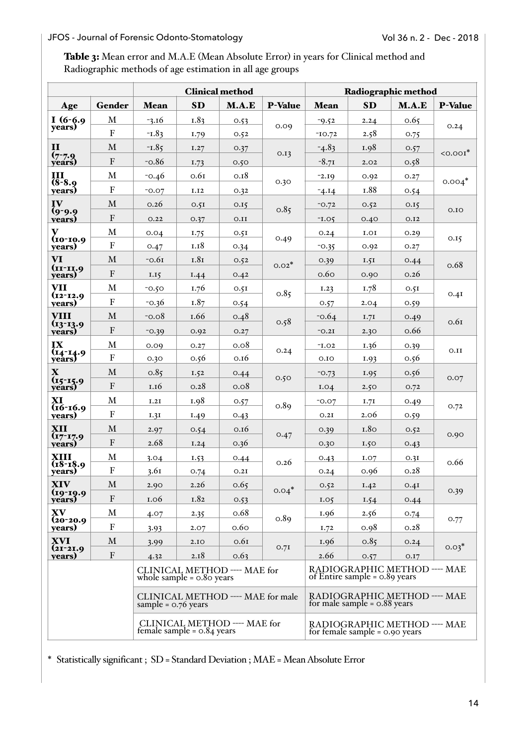**Table 3:** Mean error and M.A.E (Mean Absolute Error) in years for Clinical method and Radiographic methods of age estimation in all age groups

| | | Clinical method | | | | Radiographic method | | | |
|---|---|---|---|---|---|---|---|---|---|
| Age | Gender | Mean | SD | M.A.E | P-Value | Mean | SD | M.A.E | P-Value |
| I (6-6.9 years) | M | -3.16 | 1.83 | 0.53 | 0.09 | -9.52 | 2.24 | 0.65 | 0.24 |
| | F | -1.83 | 1.79 | 0.52 | | -10.72 | 2.58 | 0.75 | |
| II (7-7.9 years) | M | -1.85 | 1.27 | 0.37 | 0.13 | -4.83 | 1.98 | 0.57 | <0.001* |
| | F | -0.86 | 1.73 | 0.50 | | -8.71 | 2.02 | 0.58 | |
| III (8-8.9 years) | M | -0.46 | 0.61 | 0.18 | 0.30 | -2.19 | 0.92 | 0.27 | 0.004* |
| | F | -0.07 | 1.12 | 0.32 | | -4.14 | 1.88 | 0.54 | |
| IV (9-9.9 years) | M | 0.26 | 0.51 | 0.15 | 0.85 | -0.72 | 0.52 | 0.15 | 0.10 |
| | F | 0.22 | 0.37 | 0.11 | | -1.05 | 0.40 | 0.12 | |
| V (10-10.9 years) | M | 0.04 | 1.75 | 0.51 | 0.49 | 0.24 | 1.01 | 0.29 | 0.15 |
| | F | 0.47 | 1.18 | 0.34 | | -0.35 | 0.92 | 0.27 | |
| VI (11-11.9 years) | M | -0.61 | 1.81 | 0.52 | 0.02* | 0.39 | 1.51 | 0.44 | 0.68 |
| | F | 1.15 | 1.44 | 0.42 | | 0.60 | 0.90 | 0.26 | |
| VII (12-12.9 years) | M | -0.50 | 1.76 | 0.51 | 0.85 | 1.23 | 1.78 | 0.51 | 0.41 |
| | F | -0.36 | 1.87 | 0.54 | | 0.57 | 2.04 | 0.59 | |
| VIII (13-13.9 years) | M | -0.08 | 1.66 | 0.48 | 0.58 | -0.64 | 1.71 | 0.49 | 0.61 |
| | F | -0.39 | 0.92 | 0.27 | | -0.21 | 2.30 | 0.66 | |
| IX (14-14.9 years) | M | 0.09 | 0.27 | 0.08 | 0.24 | -1.02 | 1.36 | 0.39 | 0.11 |
| | F | 0.30 | 0.56 | 0.16 | | 0.10 | 1.93 | 0.56 | |
| X (15-15.9 years) | M | 0.85 | 1.52 | 0.44 | 0.50 | -0.73 | 1.95 | 0.56 | 0.07 |
| | F | 1.16 | 0.28 | 0.08 | | 1.04 | 2.50 | 0.72 | |
| XI (16-16.9 years) | M | 1.21 | 1.98 | 0.57 | 0.89 | -0.07 | 1.71 | 0.49 | 0.72 |
| | F | 1.31 | 1.49 | 0.43 | | 0.21 | 2.06 | 0.59 | |
| XII (17-17.9 years) | M | 2.97 | 0.54 | 0.16 | 0.47 | 0.39 | 1.80 | 0.52 | 0.90 |
| | F | 2.68 | 1.24 | 0.36 | | 0.30 | 1.50 | 0.43 | |
| XIII (18-18.9 years) | M | 3.04 | 1.53 | 0.44 | 0.26 | 0.43 | 1.07 | 0.31 | 0.66 |
| | F | 3.61 | 0.74 | 0.21 | | 0.24 | 0.96 | 0.28 | |
| XIV (19-19.9 years) | M | 2.90 | 2.26 | 0.65 | 0.04* | 0.52 | 1.42 | 0.41 | 0.39 |
| | F | 1.06 | 1.82 | 0.53 | | 1.05 | 1.54 | 0.44 | |
| XV (20-20.9 years) | M | 4.07 | 2.35 | 0.68 | 0.89 | 1.96 | 2.56 | 0.74 | 0.77 |
| | F | 3.93 | 2.07 | 0.60 | | 1.72 | 0.98 | 0.28 | |
| XVI (21-21.9 years) | M | 3.99 | 2.10 | 0.61 | 0.71 | 1.96 | 0.85 | 0.24 | 0.03* |
| | F | 4.32 | 2.18 | 0.63 | | 2.66 | 0.57 | 0.17 | |
| | | CLINICAL METHOD ---- MAE for whole sample = 0.80 years | | | | RADIOGRAPHIC METHOD ---- MAE of Entire sample = 0.89 years | | | |
| | | CLINICAL METHOD ---- MAE for male sample = 0.76 years | | | | RADIOGRAPHIC METHOD ---- MAE for male sample = 0.88 years | | | |
| | | CLINICAL METHOD ---- MAE for female sample = 0.84 years | | | | RADIOGRAPHIC METHOD ---- MAE for female sample = 0.90 years | | | |

\* Statistically significant ; SD = Standard Deviation ; MAE = Mean Absolute Error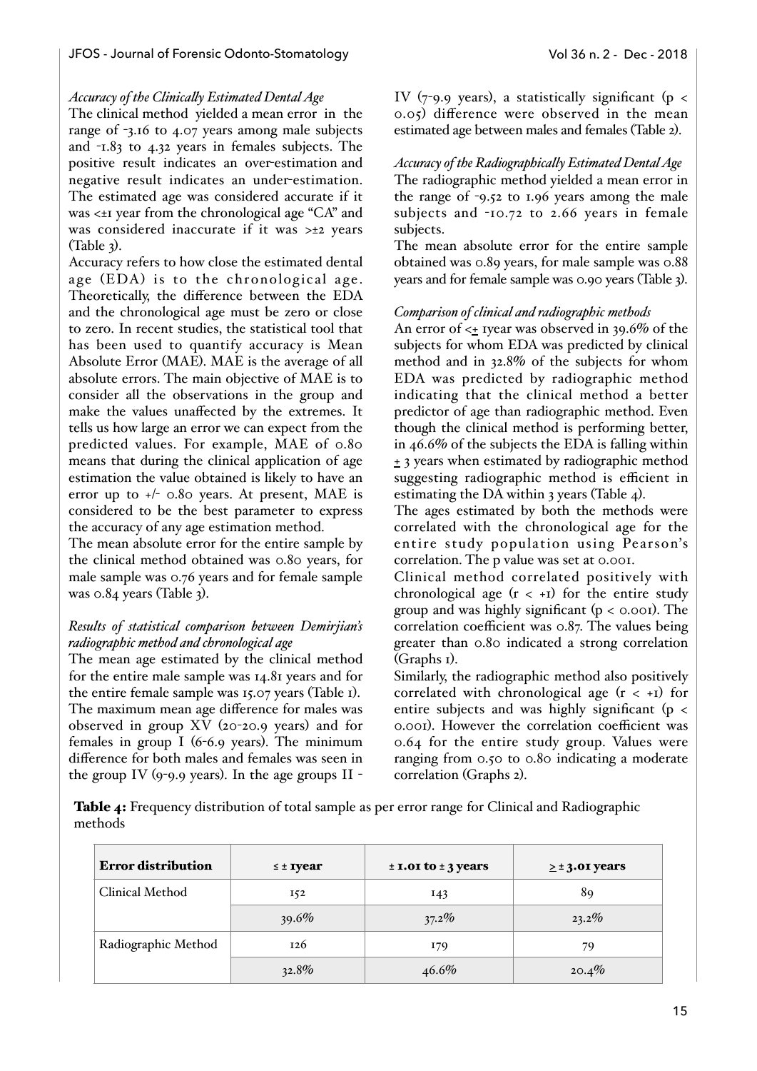*Accuracy of the Clinically Estimated Dental Age*

The clinical method yielded a mean error in the range of -3.16 to 4.07 years among male subjects and -1.83 to 4.32 years in females subjects. The positive result indicates an over-estimation and negative result indicates an under-estimation. The estimated age was considered accurate if it was <±1 year from the chronological age "CA" and was considered inaccurate if it was >±2 years (Table 3).

Accuracy refers to how close the estimated dental age (EDA) is to the chronological age. Theoretically, the difference between the EDA and the chronological age must be zero or close to zero. In recent studies, the statistical tool that has been used to quantify accuracy is Mean Absolute Error (MAE). MAE is the average of all absolute errors. The main objective of MAE is to consider all the observations in the group and make the values unaffected by the extremes. It tells us how large an error we can expect from the predicted values. For example, MAE of 0.80 means that during the clinical application of age estimation the value obtained is likely to have an error up to +/- 0.80 years. At present, MAE is considered to be the best parameter to express the accuracy of any age estimation method.

The mean absolute error for the entire sample by the clinical method obtained was 0.80 years, for male sample was 0.76 years and for female sample was 0.84 years (Table 3).

*Results of statistical comparison between Demirjian's radiographic method and chronological age*

The mean age estimated by the clinical method for the entire male sample was 14.81 years and for the entire female sample was 15.07 years (Table 1). The maximum mean age difference for males was observed in group XV (20-20.9 years) and for females in group I (6-6.9 years). The minimum difference for both males and females was seen in the group IV (9-9.9 years). In the age groups II - IV (7-9.9 years), a statistically significant ($p < 0.05$) difference were observed in the mean estimated age between males and females (Table 2).

*Accuracy of the Radiographically Estimated Dental Age*

The radiographic method yielded a mean error in the range of -9.52 to 1.96 years among the male subjects and -10.72 to 2.66 years in female subjects.

The mean absolute error for the entire sample obtained was 0.89 years, for male sample was 0.88 years and for female sample was 0.90 years (Table 3).

*Comparison of clinical and radiographic methods*

An error of <± 1year was observed in 39.6% of the subjects for whom EDA was predicted by clinical method and in 32.8% of the subjects for whom EDA was predicted by radiographic method indicating that the clinical method a better predictor of age than radiographic method. Even though the clinical method is performing better, in 46.6% of the subjects the EDA is falling within ± 3 years when estimated by radiographic method suggesting radiographic method is efficient in estimating the DA within 3 years (Table 4).

The ages estimated by both the methods were correlated with the chronological age for the entire study population using Pearson's correlation. The p value was set at 0.001.

Clinical method correlated positively with chronological age ($r < +1$) for the entire study group and was highly significant ($p < 0.001$). The correlation coefficient was 0.87. The values being greater than 0.80 indicated a strong correlation (Graphs 1).

Similarly, the radiographic method also positively correlated with chronological age ($r < +1$) for entire subjects and was highly significant ($p < 0.001$). However the correlation coefficient was 0.64 for the entire study group. Values were ranging from 0.50 to 0.80 indicating a moderate correlation (Graphs 2).

**Table 4:** Frequency distribution of total sample as per error range for Clinical and Radiographic methods

| Error distribution | ≤ ± 1year | ± 1.01 to ± 3 years | ≥ ± 3.01 years |
|---|---|---|---|
| Clinical Method | 152 | 143 | 89 |
| | 39.6% | 37.2% | 23.2% |
| Radiographic Method | 126 | 179 | 79 |
| | 32.8% | 46.6% | 20.4% |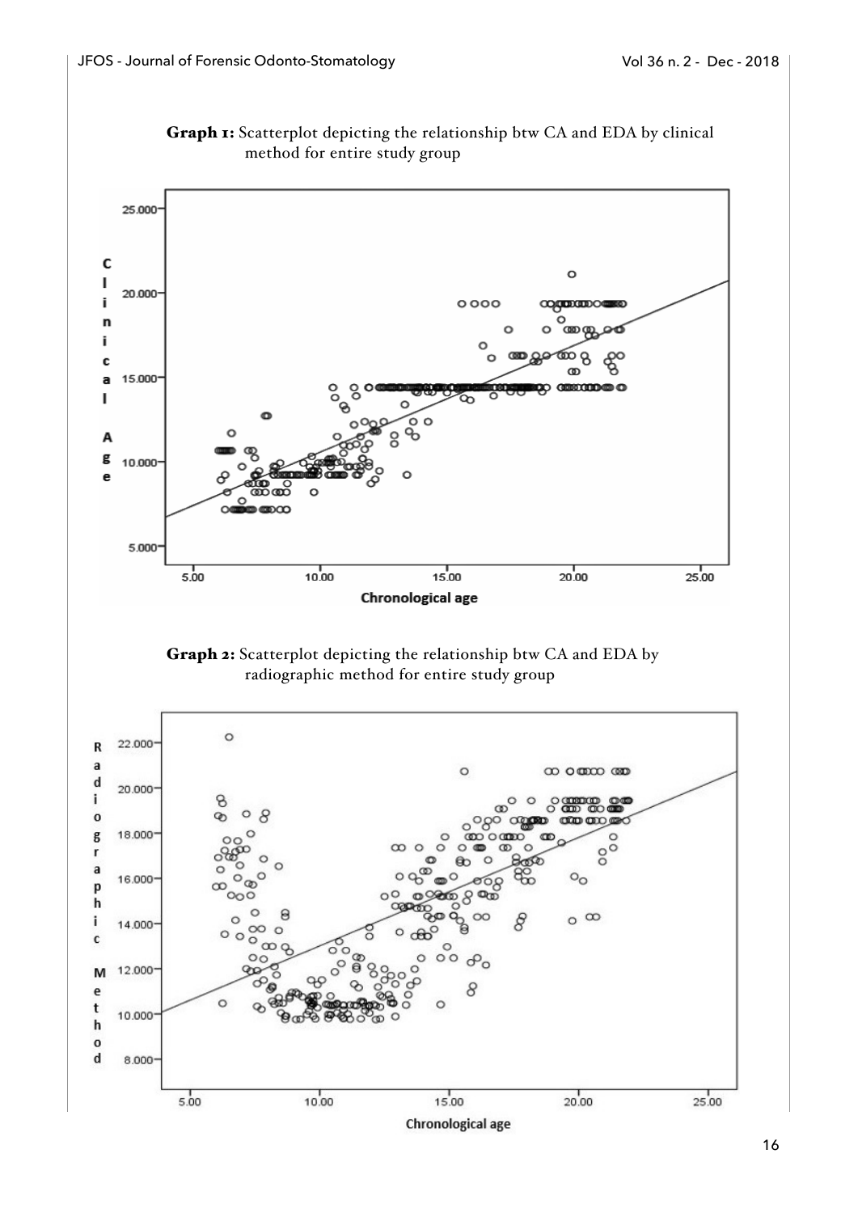**Graph 1:** Scatterplot depicting the relationship btw CA and EDA by clinical method for entire study group

**Graph 2:** Scatterplot depicting the relationship btw CA and EDA by radiographic method for entire study group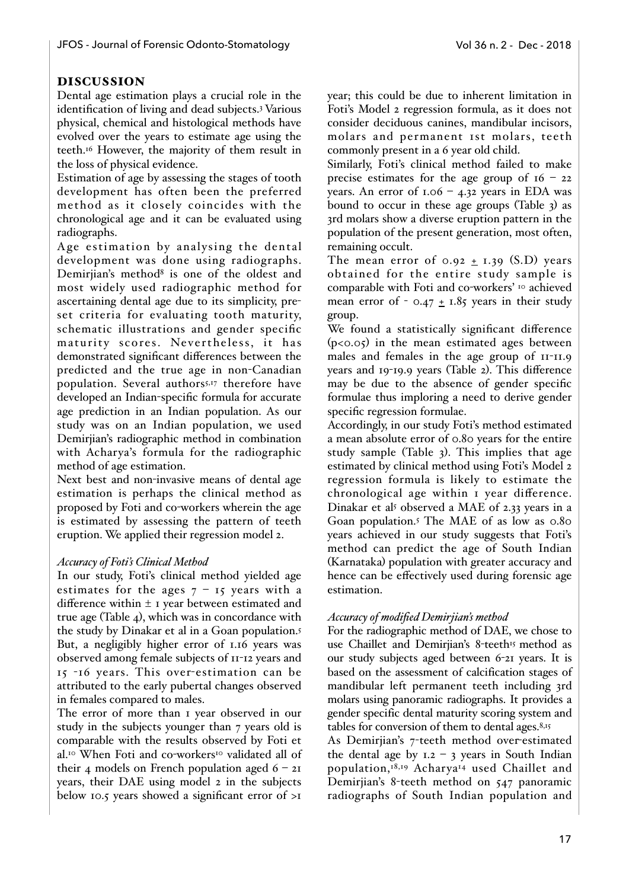## DISCUSSION

Dental age estimation plays a crucial role in the identification of living and dead subjects.[3] Various physical, chemical and histological methods have evolved over the years to estimate age using the teeth.[16] However, the majority of them result in the loss of physical evidence.

Estimation of age by assessing the stages of tooth development has often been the preferred method as it closely coincides with the chronological age and it can be evaluated using radiographs.

Age estimation by analysing the dental development was done using radiographs. Demirjian's method[8] is one of the oldest and most widely used radiographic method for ascertaining dental age due to its simplicity, pre-set criteria for evaluating tooth maturity, schematic illustrations and gender specific maturity scores. Nevertheless, it has demonstrated significant differences between the predicted and the true age in non-Canadian population. Several authors[5,17] therefore have developed an Indian-specific formula for accurate age prediction in an Indian population. As our study was on an Indian population, we used Demirjian's radiographic method in combination with Acharya's formula for the radiographic method of age estimation.

Next best and non-invasive means of dental age estimation is perhaps the clinical method as proposed by Foti and co-workers wherein the age is estimated by assessing the pattern of teeth eruption. We applied their regression model 2.

### *Accuracy of Foti's Clinical Method*

In our study, Foti's clinical method yielded age estimates for the ages 7 – 15 years with a difference within ± 1 year between estimated and true age (Table 4), which was in concordance with the study by Dinakar et al in a Goan population.[5] But, a negligibly higher error of 1.16 years was observed among female subjects of 11-12 years and 15 -16 years. This over-estimation can be attributed to the early pubertal changes observed in females compared to males.

The error of more than 1 year observed in our study in the subjects younger than 7 years old is comparable with the results observed by Foti et al.[10] When Foti and co-workers[10] validated all of their 4 models on French population aged 6 – 21 years, their DAE using model 2 in the subjects below 10.5 years showed a significant error of >1 year; this could be due to inherent limitation in Foti's Model 2 regression formula, as it does not consider deciduous canines, mandibular incisors, molars and permanent 1st molars, teeth commonly present in a 6 year old child.

Similarly, Foti's clinical method failed to make precise estimates for the age group of 16 – 22 years. An error of 1.06 – 4.32 years in EDA was bound to occur in these age groups (Table 3) as 3rd molars show a diverse eruption pattern in the population of the present generation, most often, remaining occult.

The mean error of 0.92 ± 1.39 (S.D) years obtained for the entire study sample is comparable with Foti and co-workers'[10] achieved mean error of - 0.47 ± 1.85 years in their study group.

We found a statistically significant difference ($p<0.05$) in the mean estimated ages between males and females in the age group of 11-11.9 years and 19-19.9 years (Table 2). This difference may be due to the absence of gender specific formulae thus imploring a need to derive gender specific regression formulae.

Accordingly, in our study Foti's method estimated a mean absolute error of 0.80 years for the entire study sample (Table 3). This implies that age estimated by clinical method using Foti's Model 2 regression formula is likely to estimate the chronological age within 1 year difference. Dinakar et al[5] observed a MAE of 2.33 years in a Goan population.[5] The MAE of as low as 0.80 years achieved in our study suggests that Foti's method can predict the age of South Indian (Karnataka) population with greater accuracy and hence can be effectively used during forensic age estimation.

### *Accuracy of modified Demirjian's method*

For the radiographic method of DAE, we chose to use Chaillet and Demirjian's 8-teeth[15] method as our study subjects aged between 6-21 years. It is based on the assessment of calcification stages of mandibular left permanent teeth including 3rd molars using panoramic radiographs. It provides a gender specific dental maturity scoring system and tables for conversion of them to dental ages.[8,15]

As Demirjian's 7-teeth method over-estimated the dental age by 1.2 – 3 years in South Indian population,[18,19] Acharya[14] used Chaillet and Demirjian's 8-teeth method on 547 panoramic radiographs of South Indian population and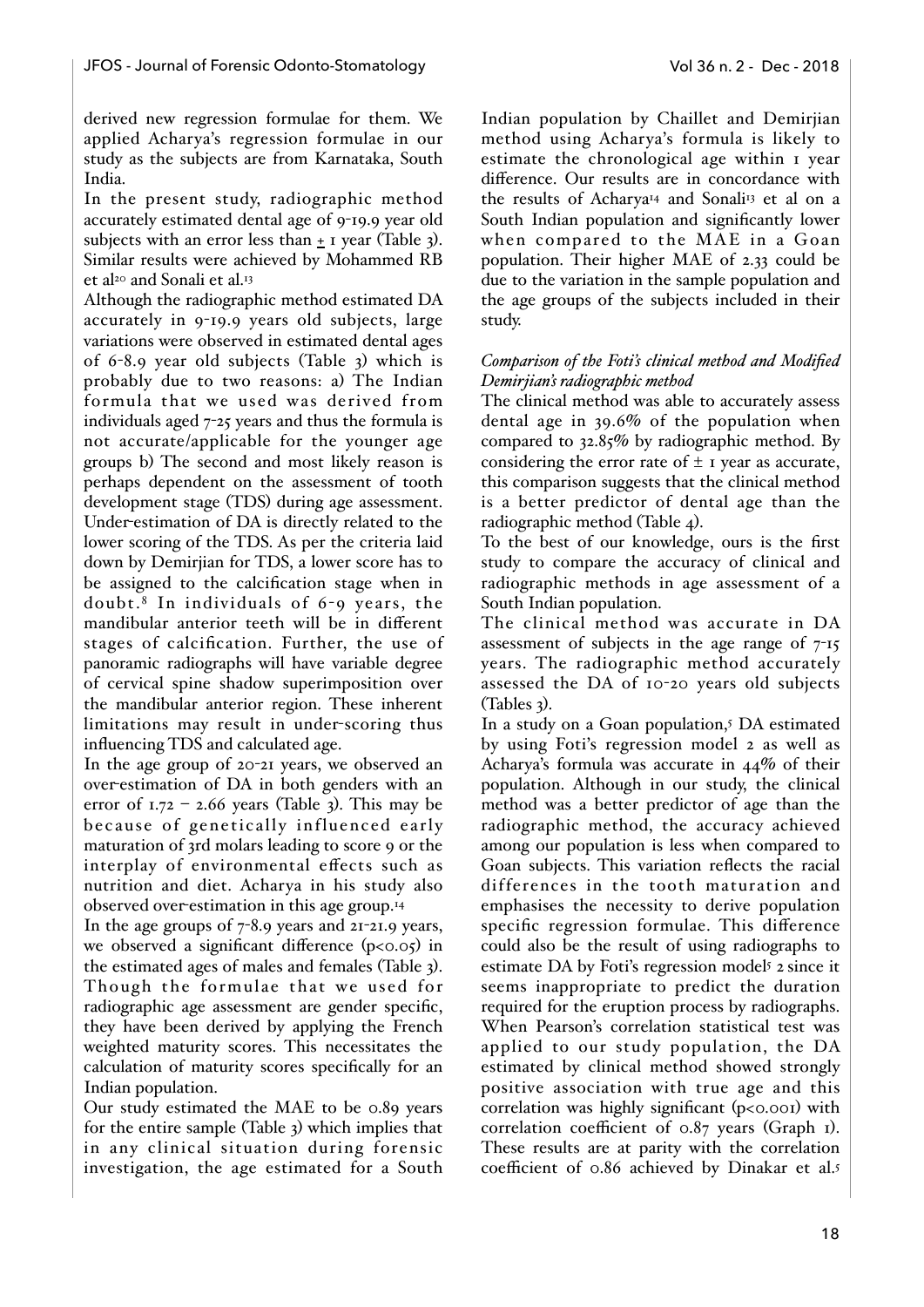derived new regression formulae for them. We applied Acharya's regression formulae in our study as the subjects are from Karnataka, South India.

In the present study, radiographic method accurately estimated dental age of 9-19.9 year old subjects with an error less than ± 1 year (Table 3). Similar results were achieved by Mohammed RB et al[20] and Sonali et al.[13]

Although the radiographic method estimated DA accurately in 9-19.9 years old subjects, large variations were observed in estimated dental ages of 6-8.9 year old subjects (Table 3) which is probably due to two reasons: a) The Indian formula that we used was derived from individuals aged 7-25 years and thus the formula is not accurate/applicable for the younger age groups b) The second and most likely reason is perhaps dependent on the assessment of tooth development stage (TDS) during age assessment. Under-estimation of DA is directly related to the lower scoring of the TDS. As per the criteria laid down by Demirjian for TDS, a lower score has to be assigned to the calcification stage when in doubt.[8] In individuals of 6-9 years, the mandibular anterior teeth will be in different stages of calcification. Further, the use of panoramic radiographs will have variable degree of cervical spine shadow superimposition over the mandibular anterior region. These inherent limitations may result in under-scoring thus influencing TDS and calculated age.

In the age group of 20-21 years, we observed an over-estimation of DA in both genders with an error of 1.72 – 2.66 years (Table 3). This may be because of genetically influenced early maturation of 3rd molars leading to score 9 or the interplay of environmental effects such as nutrition and diet. Acharya in his study also observed over-estimation in this age group.[14]

In the age groups of 7-8.9 years and 21-21.9 years, we observed a significant difference ($p<0.05$) in the estimated ages of males and females (Table 3). Though the formulae that we used for radiographic age assessment are gender specific, they have been derived by applying the French weighted maturity scores. This necessitates the calculation of maturity scores specifically for an Indian population.

Our study estimated the MAE to be 0.89 years for the entire sample (Table 3) which implies that in any clinical situation during forensic investigation, the age estimated for a South Indian population by Chaillet and Demirjian method using Acharya's formula is likely to estimate the chronological age within 1 year difference. Our results are in concordance with the results of Acharya[14] and Sonali[13] et al on a South Indian population and significantly lower when compared to the MAE in a Goan population. Their higher MAE of 2.33 could be due to the variation in the sample population and the age groups of the subjects included in their study.

### *Comparison of the Foti's clinical method and Modified Demirjian's radiographic method*

The clinical method was able to accurately assess dental age in 39.6% of the population when compared to 32.85% by radiographic method. By considering the error rate of ± 1 year as accurate, this comparison suggests that the clinical method is a better predictor of dental age than the radiographic method (Table 4).

To the best of our knowledge, ours is the first study to compare the accuracy of clinical and radiographic methods in age assessment of a South Indian population.

The clinical method was accurate in DA assessment of subjects in the age range of 7-15 years. The radiographic method accurately assessed the DA of 10-20 years old subjects (Tables 3).

In a study on a Goan population,[5] DA estimated by using Foti's regression model 2 as well as Acharya's formula was accurate in 44% of their population. Although in our study, the clinical method was a better predictor of age than the radiographic method, the accuracy achieved among our population is less when compared to Goan subjects. This variation reflects the racial differences in the tooth maturation and emphasises the necessity to derive population specific regression formulae. This difference could also be the result of using radiographs to estimate DA by Foti's regression model[5] 2 since it seems inappropriate to predict the duration required for the eruption process by radiographs. When Pearson's correlation statistical test was applied to our study population, the DA estimated by clinical method showed strongly positive association with true age and this correlation was highly significant ($p<0.001$) with correlation coefficient of 0.87 years (Graph 1). These results are at parity with the correlation coefficient of 0.86 achieved by Dinakar et al.[5]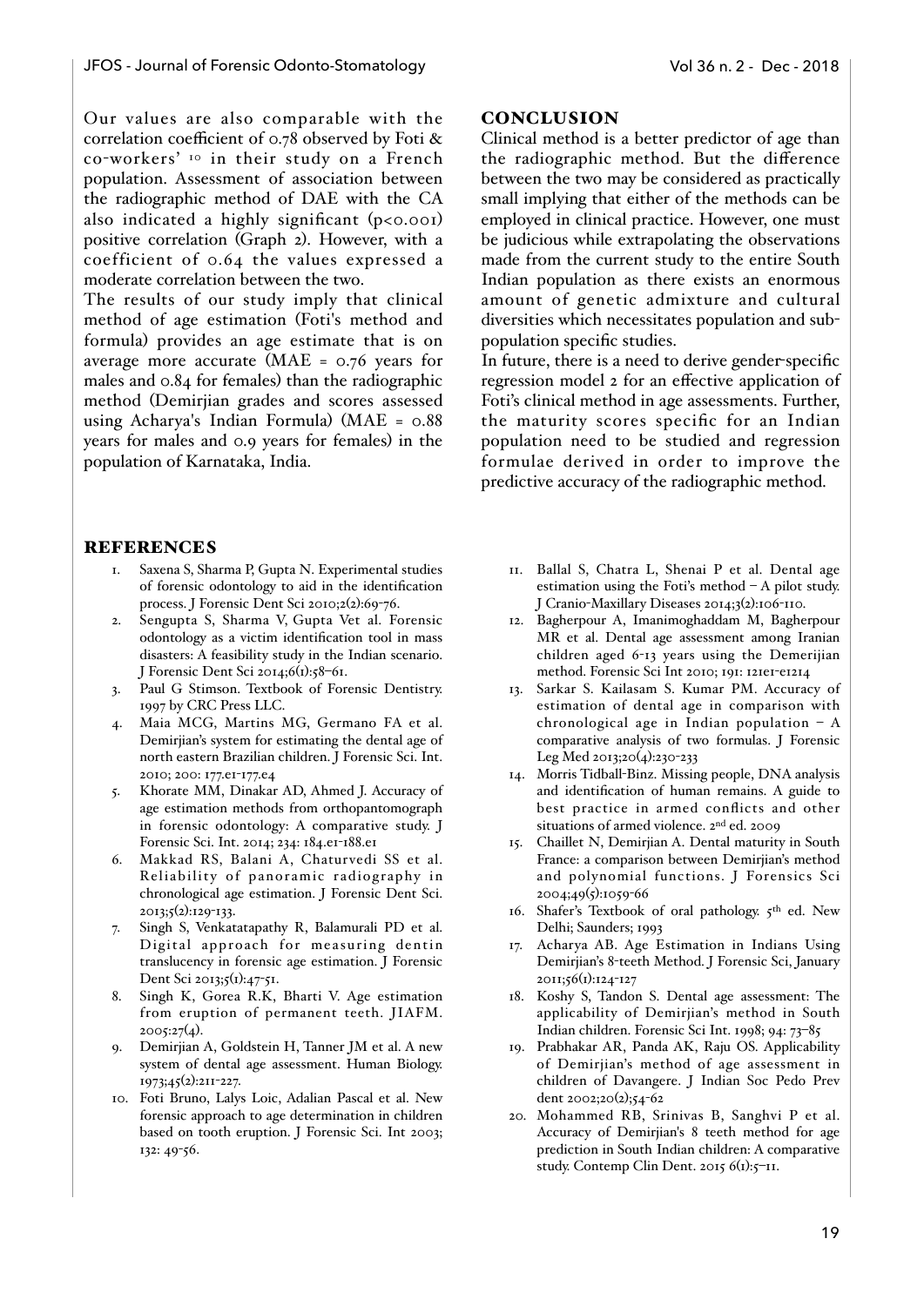Our values are also comparable with the correlation coefficient of 0.78 observed by Foti & co-workers' [10] in their study on a French population. Assessment of association between the radiographic method of DAE with the CA also indicated a highly significant ($p<0.001$) positive correlation (Graph 2). However, with a coefficient of 0.64 the values expressed a moderate correlation between the two.

The results of our study imply that clinical method of age estimation (Foti's method and formula) provides an age estimate that is on average more accurate (MAE = 0.76 years for males and 0.84 for females) than the radiographic method (Demirjian grades and scores assessed using Acharya's Indian Formula) (MAE = 0.88 years for males and 0.9 years for females) in the population of Karnataka, India.

## CONCLUSION

Clinical method is a better predictor of age than the radiographic method. But the difference between the two may be considered as practically small implying that either of the methods can be employed in clinical practice. However, one must be judicious while extrapolating the observations made from the current study to the entire South Indian population as there exists an enormous amount of genetic admixture and cultural diversities which necessitates population and sub-population specific studies.

In future, there is a need to derive gender-specific regression model 2 for an effective application of Foti's clinical method in age assessments. Further, the maturity scores specific for an Indian population need to be studied and regression formulae derived in order to improve the predictive accuracy of the radiographic method.

## REFERENCES

1. Saxena S, Sharma P, Gupta N. Experimental studies of forensic odontology to aid in the identification process. J Forensic Dent Sci 2010;2(2):69-76.
2. Sengupta S, Sharma V, Gupta Vet al. Forensic odontology as a victim identification tool in mass disasters: A feasibility study in the Indian scenario. J Forensic Dent Sci 2014;6(1):58–61.
3. Paul G Stimson. Textbook of Forensic Dentistry. 1997 by CRC Press LLC.
4. Maia MCG, Martins MG, Germano FA et al. Demirjian's system for estimating the dental age of north eastern Brazilian children. J Forensic Sci. Int. 2010; 200: 177.e1-177.e4
5. Khorate MM, Dinakar AD, Ahmed J. Accuracy of age estimation methods from orthopantomograph in forensic odontology: A comparative study. J Forensic Sci. Int. 2014; 234: 184.e1-188.e1
6. Makkad RS, Balani A, Chaturvedi SS et al. Reliability of panoramic radiography in chronological age estimation. J Forensic Dent Sci. 2013;5(2):129-133.
7. Singh S, Venkatatapathy R, Balamurali PD et al. Digital approach for measuring dentin translucency in forensic age estimation. J Forensic Dent Sci 2013;5(1):47-51.
8. Singh K, Gorea R.K, Bharti V. Age estimation from eruption of permanent teeth. JIAFM. 2005:27(4).
9. Demirjian A, Goldstein H, Tanner JM et al. A new system of dental age assessment. Human Biology. 1973;45(2):211-227.
10. Foti Bruno, Lalys Loic, Adalian Pascal et al. New forensic approach to age determination in children based on tooth eruption. J Forensic Sci. Int 2003; 132: 49-56.
11. Ballal S, Chatra L, Shenai P et al. Dental age estimation using the Foti's method – A pilot study. J Cranio-Maxillary Diseases 2014;3(2):106-110.
12. Bagherpour A, Imanimoghaddam M, Bagherpour MR et al. Dental age assessment among Iranian children aged 6-13 years using the Demerijian method. Forensic Sci Int 2010; 191: 121e1-e1214
13. Sarkar S. Kailasam S. Kumar PM. Accuracy of estimation of dental age in comparison with chronological age in Indian population – A comparative analysis of two formulas. J Forensic Leg Med 2013;20(4):230-233
14. Morris Tidball-Binz. Missing people, DNA analysis and identification of human remains. A guide to best practice in armed conflicts and other situations of armed violence. 2nd ed. 2009
15. Chaillet N, Demirjian A. Dental maturity in South France: a comparison between Demirjian's method and polynomial functions. J Forensics Sci 2004;49(5):1059-66
16. Shafer's Textbook of oral pathology. 5th ed. New Delhi; Saunders; 1993
17. Acharya AB. Age Estimation in Indians Using Demirjian's 8-teeth Method. J Forensic Sci, January 2011;56(1):124-127
18. Koshy S, Tandon S. Dental age assessment: The applicability of Demirjian's method in South Indian children. Forensic Sci Int. 1998; 94: 73–85
19. Prabhakar AR, Panda AK, Raju OS. Applicability of Demirjian's method of age assessment in children of Davangere. J Indian Soc Pedo Prev dent 2002;20(2);54-62
20. Mohammed RB, Srinivas B, Sanghvi P et al. Accuracy of Demirjian's 8 teeth method for age prediction in South Indian children: A comparative study. Contemp Clin Dent. 2015 6(1):5–11.